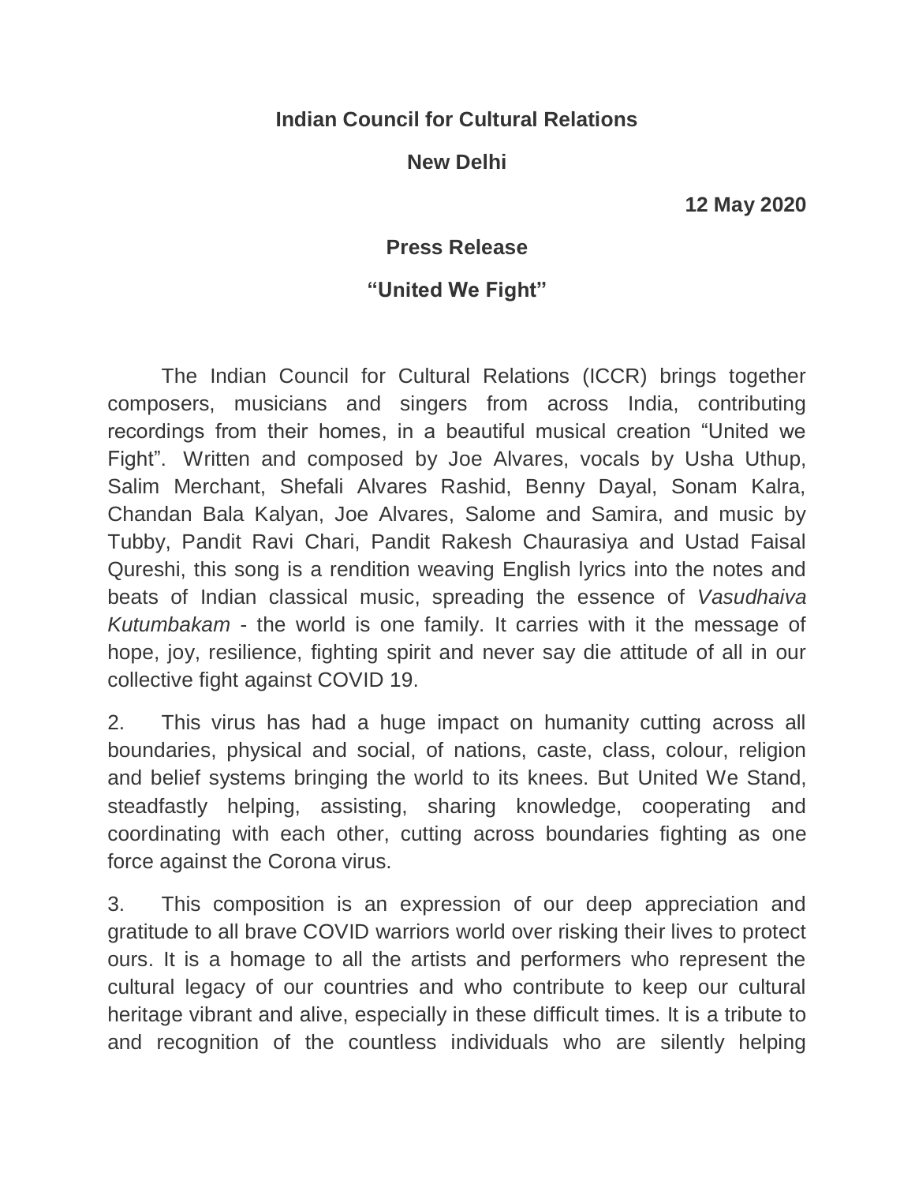**Indian Council for Cultural Relations**

**New Delhi**

**12 May 2020**

**Press Release**

**“United We Fight”**

The Indian Council for Cultural Relations (ICCR) brings together composers, musicians and singers from across India, contributing recordings from their homes, in a beautiful musical creation “United we Fight”. Written and composed by Joe Alvares, vocals by Usha Uthup, Salim Merchant, Shefali Alvares Rashid, Benny Dayal, Sonam Kalra, Chandan Bala Kalyan, Joe Alvares, Salome and Samira, and music by Tubby, Pandit Ravi Chari, Pandit Rakesh Chaurasiya and Ustad Faisal Qureshi, this song is a rendition weaving English lyrics into the notes and beats of Indian classical music, spreading the essence of *Vasudhaiva Kutumbakam* - the world is one family. It carries with it the message of hope, joy, resilience, fighting spirit and never say die attitude of all in our collective fight against COVID 19.

2. This virus has had a huge impact on humanity cutting across all boundaries, physical and social, of nations, caste, class, colour, religion and belief systems bringing the world to its knees. But United We Stand, steadfastly helping, assisting, sharing knowledge, cooperating and coordinating with each other, cutting across boundaries fighting as one force against the Corona virus.

3. This composition is an expression of our deep appreciation and gratitude to all brave COVID warriors world over risking their lives to protect ours. It is a homage to all the artists and performers who represent the cultural legacy of our countries and who contribute to keep our cultural heritage vibrant and alive, especially in these difficult times. It is a tribute to and recognition of the countless individuals who are silently helping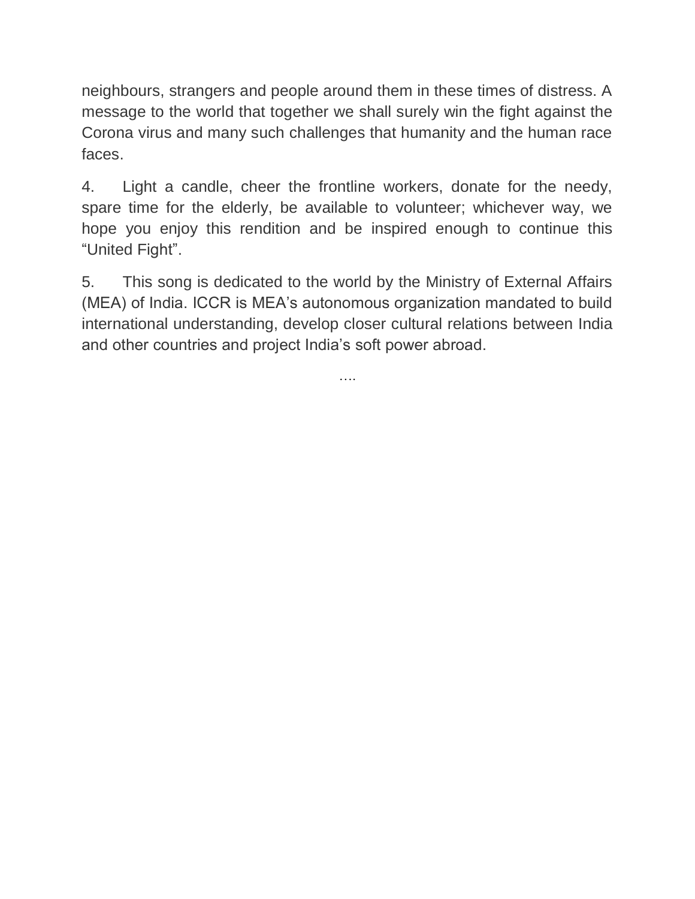neighbours, strangers and people around them in these times of distress. A message to the world that together we shall surely win the fight against the Corona virus and many such challenges that humanity and the human race faces.

4. Light a candle, cheer the frontline workers, donate for the needy, spare time for the elderly, be available to volunteer; whichever way, we hope you enjoy this rendition and be inspired enough to continue this "United Fight".

5. This song is dedicated to the world by the Ministry of External Affairs (MEA) of India. ICCR is MEA's autonomous organization mandated to build international understanding, develop closer cultural relations between India and other countries and project India's soft power abroad.

….